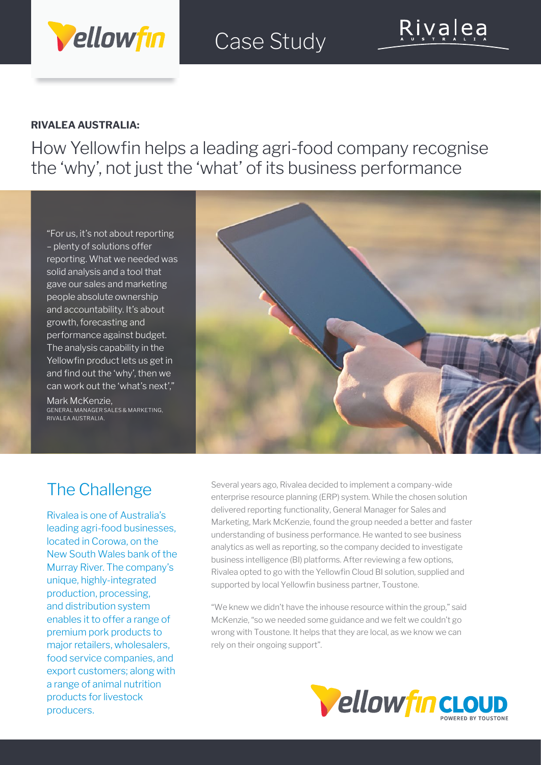Case Study

**RIVALEA AUSTRALIA:**

# How Yellowfin helps a leading agri-food company recognise the 'why', not just the 'what' of its business performance

"For us, it's not about reporting – plenty of solutions offer reporting. What we needed was solid analysis and a tool that gave our sales and marketing people absolute ownership and accountability. It's about growth, forecasting and performance against budget. The analysis capability in the Yellowfin product lets us get in and find out the 'why', then we can work out the 'what's next'."

Mark McKenzie,
GENERAL MANAGER SALES & MARKETING, RIVALEA AUSTRALIA.

## The Challenge

Rivalea is one of Australia's leading agri-food businesses, located in Corowa, on the New South Wales bank of the Murray River. The company's unique, highly-integrated production, processing, and distribution system enables it to offer a range of premium pork products to major retailers, wholesalers, food service companies, and export customers; along with a range of animal nutrition products for livestock producers.

Several years ago, Rivalea decided to implement a company-wide enterprise resource planning (ERP) system. While the chosen solution delivered reporting functionality, General Manager for Sales and Marketing, Mark McKenzie, found the group needed a better and faster understanding of business performance. He wanted to see business analytics as well as reporting, so the company decided to investigate business intelligence (BI) platforms. After reviewing a few options, Rivalea opted to go with the Yellowfin Cloud BI solution, supplied and supported by local Yellowfin business partner, Toustone.

"We knew we didn't have the inhouse resource within the group," said McKenzie, "so we needed some guidance and we felt we couldn't go wrong with Toustone. It helps that they are local, as we know we can rely on their ongoing support".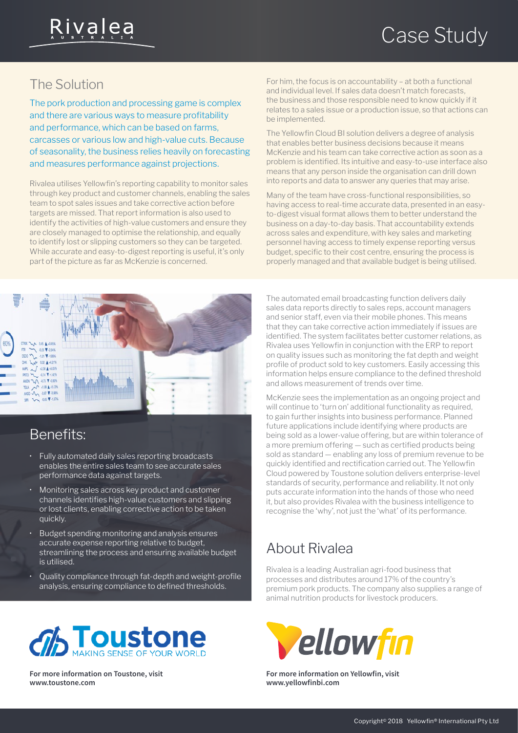# Case Study

## The Solution

The pork production and processing game is complex and there are various ways to measure profitability and performance, which can be based on farms, carcasses or various low and high-value cuts. Because of seasonality, the business relies heavily on forecasting and measures performance against projections.

Rivalea utilises Yellowfin's reporting capability to monitor sales through key product and customer channels, enabling the sales team to spot sales issues and take corrective action before targets are missed. That report information is also used to identify the activities of high-value customers and ensure they are closely managed to optimise the relationship, and equally to identify lost or slipping customers so they can be targeted. While accurate and easy-to-digest reporting is useful, it's only part of the picture as far as McKenzie is concerned.

For him, the focus is on accountability – at both a functional and individual level. If sales data doesn't match forecasts, the business and those responsible need to know quickly if it relates to a sales issue or a production issue, so that actions can be implemented.

The Yellowfin Cloud BI solution delivers a degree of analysis that enables better business decisions because it means McKenzie and his team can take corrective action as soon as a problem is identified. Its intuitive and easy-to-use interface also means that any person inside the organisation can drill down into reports and data to answer any queries that may arise.

Many of the team have cross-functional responsibilities, so having access to real-time accurate data, presented in an easy-to-digest visual format allows them to better understand the business on a day-to-day basis. That accountability extends across sales and expenditure, with key sales and marketing personnel having access to timely expense reporting versus budget, specific to their cost centre, ensuring the process is properly managed and that available budget is being utilised.

## Benefits:

- Fully automated daily sales reporting broadcasts enables the entire sales team to see accurate sales performance data against targets.
- Monitoring sales across key product and customer channels identifies high-value customers and slipping or lost clients, enabling corrective action to be taken quickly.
- Budget spending monitoring and analysis ensures accurate expense reporting relative to budget, streamlining the process and ensuring available budget is utilised.
- Quality compliance through fat-depth and weight-profile analysis, ensuring compliance to defined thresholds.

The automated email broadcasting function delivers daily sales data reports directly to sales reps, account managers and senior staff, even via their mobile phones. This means that they can take corrective action immediately if issues are identified. The system facilitates better customer relations, as Rivalea uses Yellowfin in conjunction with the ERP to report on quality issues such as monitoring the fat depth and weight profile of product sold to key customers. Easily accessing this information helps ensure compliance to the defined threshold and allows measurement of trends over time.

McKenzie sees the implementation as an ongoing project and will continue to 'turn on' additional functionality as required, to gain further insights into business performance. Planned future applications include identifying where products are being sold as a lower-value offering, but are within tolerance of a more premium offering — such as certified products being sold as standard — enabling any loss of premium revenue to be quickly identified and rectification carried out. The Yellowfin Cloud powered by Toustone solution delivers enterprise-level standards of security, performance and reliability. It not only puts accurate information into the hands of those who need it, but also provides Rivalea with the business intelligence to recognise the 'why', not just the 'what' of its performance.

## About Rivalea

Rivalea is a leading Australian agri-food business that processes and distributes around 17% of the country's premium pork products. The company also supplies a range of animal nutrition products for livestock producers.

**For more information on Toustone, visit www.toustone.com**

**For more information on Yellowfin, visit www.yellowfinbi.com**

Copyright© 2018 Yellowfin® International Pty Ltd